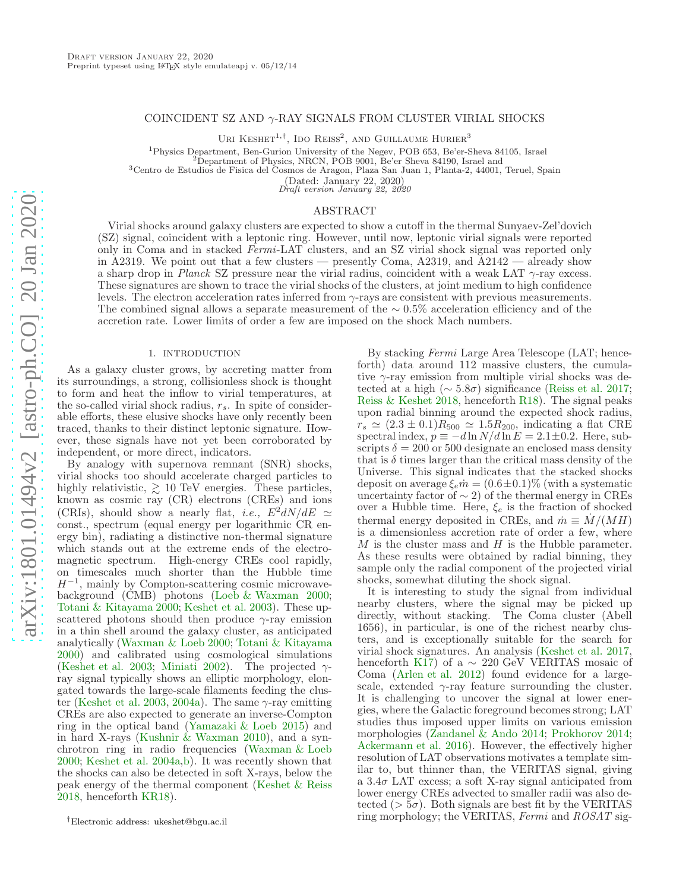Draft version January 22, 2020
Preprint typeset using LaTeX style emulateapj v. 05/12/14

# COINCIDENT SZ AND γ-RAY SIGNALS FROM CLUSTER VIRIAL SHOCKS

Uri Keshet[1,†], Ido Reiss[2], and Guillaume Hurier[3]

[1]Physics Department, Ben-Gurion University of the Negev, POB 653, Be'er-Sheva 84105, Israel
[2]Department of Physics, NRCN, POB 9001, Be'er Sheva 84190, Israel and
[3]Centro de Estudios de Fisica del Cosmos de Aragon, Plaza San Juan 1, Planta-2, 44001, Teruel, Spain

(Dated: January 22, 2020)
*Draft version January 22, 2020*

## ABSTRACT

Virial shocks around galaxy clusters are expected to show a cutoff in the thermal Sunyaev-Zel'dovich (SZ) signal, coincident with a leptonic ring. However, until now, leptonic virial signals were reported only in Coma and in stacked *Fermi*-LAT clusters, and an SZ virial shock signal was reported only in A2319. We point out that a few clusters — presently Coma, A2319, and A2142 — already show a sharp drop in *Planck* SZ pressure near the virial radius, coincident with a weak LAT γ-ray excess. These signatures are shown to trace the virial shocks of the clusters, at joint medium to high confidence levels. The electron acceleration rates inferred from γ-rays are consistent with previous measurements. The combined signal allows a separate measurement of the $\sim 0.5\%$ acceleration efficiency and of the accretion rate. Lower limits of order a few are imposed on the shock Mach numbers.

## 1. INTRODUCTION

As a galaxy cluster grows, by accreting matter from its surroundings, a strong, collisionless shock is thought to form and heat the inflow to virial temperatures, at the so-called virial shock radius, $r_s$. In spite of considerable efforts, these elusive shocks have only recently been traced, thanks to their distinct leptonic signature. However, these signals have not yet been corroborated by independent, or more direct, indicators.

By analogy with supernova remnant (SNR) shocks, virial shocks too should accelerate charged particles to highly relativistic, $\gtrsim 10$ TeV energies. These particles, known as cosmic ray (CR) electrons (CREs) and ions (CRIs), should show a nearly flat, *i.e.*, $E^2 dN/dE \simeq$ const., spectrum (equal energy per logarithmic CR energy bin), radiating a distinctive non-thermal signature which stands out at the extreme ends of the electromagnetic spectrum. High-energy CREs cool rapidly, on timescales much shorter than the Hubble time $H^{-1}$, mainly by Compton-scattering cosmic microwave-background (CMB) photons (Loeb & Waxman 2000; Totani & Kitayama 2000; Keshet et al. 2003). These up-scattered photons should then produce γ-ray emission in a thin shell around the galaxy cluster, as anticipated analytically (Waxman & Loeb 2000; Totani & Kitayama 2000) and calibrated using cosmological simulations (Keshet et al. 2003; Miniati 2002). The projected γ-ray signal typically shows an elliptic morphology, elongated towards the large-scale filaments feeding the cluster (Keshet et al. 2003, 2004a). The same γ-ray emitting CREs are also expected to generate an inverse-Compton ring in the optical band (Yamazaki & Loeb 2015) and in hard X-rays (Kushnir & Waxman 2010), and a synchrotron ring in radio frequencies (Waxman & Loeb 2000; Keshet et al. 2004a,b). It was recently shown that the shocks can also be detected in soft X-rays, below the peak energy of the thermal component (Keshet & Reiss 2018, henceforth KR18).

By stacking *Fermi* Large Area Telescope (LAT; henceforth) data around 112 massive clusters, the cumulative γ-ray emission from multiple virial shocks was detected at a high ($\sim 5.8\sigma$) significance (Reiss et al. 2017; Reiss & Keshet 2018, henceforth R18). The signal peaks upon radial binning around the expected shock radius, $r_s \simeq (2.3 \pm 0.1) R_{500} \simeq 1.5 R_{200}$, indicating a flat CRE spectral index, $p \equiv -d\ln N/d\ln E = 2.1 \pm 0.2$. Here, subscripts $\delta = 200$ or $500$ designate an enclosed mass density that is $\delta$ times larger than the critical mass density of the Universe. This signal indicates that the stacked shocks deposit on average $\xi_e \dot{m} = (0.6 \pm 0.1)\%$ (with a systematic uncertainty factor of $\sim 2$) of the thermal energy in CREs over a Hubble time. Here, $\xi_e$ is the fraction of shocked thermal energy deposited in CREs, and $\dot{m} \equiv \dot{M}/(MH)$ is a dimensionless accretion rate of order a few, where $M$ is the cluster mass and $H$ is the Hubble parameter. As these results were obtained by radial binning, they sample only the radial component of the projected virial shocks, somewhat diluting the shock signal.

It is interesting to study the signal from individual nearby clusters, where the signal may be picked up directly, without stacking. The Coma cluster (Abell 1656), in particular, is one of the richest nearby clusters, and is exceptionally suitable for the search for virial shock signatures. An analysis (Keshet et al. 2017, henceforth K17) of a $\sim 220$ GeV VERITAS mosaic of Coma (Arlen et al. 2012) found evidence for a large-scale, extended γ-ray feature surrounding the cluster. It is challenging to uncover the signal at lower energies, where the Galactic foreground becomes strong; LAT studies thus imposed upper limits on various emission morphologies (Zandanel & Ando 2014; Prokhorov 2014; Ackermann et al. 2016). However, the effectively higher resolution of LAT observations motivates a template similar to, but thinner than, the VERITAS signal, giving a $3.4\sigma$ LAT excess; a soft X-ray signal anticipated from lower energy CREs advected to smaller radii was also detected ($> 5\sigma$). Both signals are best fit by the VERITAS ring morphology; the VERITAS, *Fermi* and *ROSAT* sig-

[†]Electronic address: ukeshet@bgu.ac.il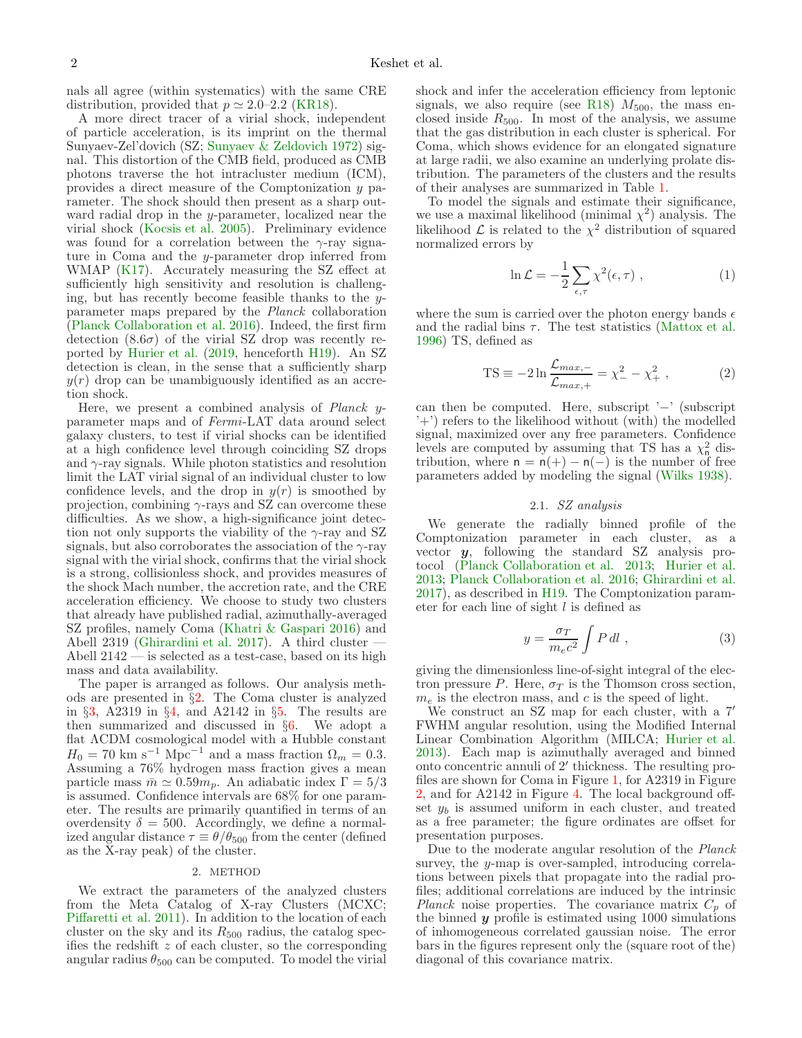nals all agree (within systematics) with the same CRE distribution, provided that $p \simeq 2.0$–$2.2$ (KR18).

A more direct tracer of a virial shock, independent of particle acceleration, is its imprint on the thermal Sunyaev-Zel'dovich (SZ; Sunyaev & Zeldovich 1972) signal. This distortion of the CMB field, produced as CMB photons traverse the hot intracluster medium (ICM), provides a direct measure of the Comptonization $y$ parameter. The shock should then present as a sharp outward radial drop in the $y$-parameter, localized near the virial shock (Kocsis et al. 2005). Preliminary evidence was found for a correlation between the $\gamma$-ray signature in Coma and the $y$-parameter drop inferred from WMAP (K17). Accurately measuring the SZ effect at sufficiently high sensitivity and resolution is challenging, but has recently become feasible thanks to the $y$-parameter maps prepared by the *Planck* collaboration (Planck Collaboration et al. 2016). Indeed, the first firm detection ($8.6\sigma$) of the virial SZ drop was recently reported by Hurier et al. (2019, henceforth H19). An SZ detection is clean, in the sense that a sufficiently sharp $y(r)$ drop can be unambiguously identified as an accretion shock.

Here, we present a combined analysis of *Planck* $y$-parameter maps and of *Fermi*-LAT data around select galaxy clusters, to test if virial shocks can be identified at a high confidence level through coinciding SZ drops and $\gamma$-ray signals. While photon statistics and resolution limit the LAT virial signal of an individual cluster to low confidence levels, and the drop in $y(r)$ is smoothed by projection, combining $\gamma$-rays and SZ can overcome these difficulties. As we show, a high-significance joint detection not only supports the viability of the $\gamma$-ray and SZ signals, but also corroborates the association of the $\gamma$-ray signal with the virial shock, confirms that the virial shock is a strong, collisionless shock, and provides measures of the shock Mach number, the accretion rate, and the CRE acceleration efficiency. We choose to study two clusters that already have published radial, azimuthally-averaged SZ profiles, namely Coma (Khatri & Gaspari 2016) and Abell 2319 (Ghirardini et al. 2017). A third cluster — Abell 2142 — is selected as a test-case, based on its high mass and data availability.

The paper is arranged as follows. Our analysis methods are presented in §2. The Coma cluster is analyzed in §3, A2319 in §4, and A2142 in §5. The results are then summarized and discussed in §6. We adopt a flat ΛCDM cosmological model with a Hubble constant $H_0 = 70$ km s$^{-1}$ Mpc$^{-1}$ and a mass fraction $\Omega_m = 0.3$. Assuming a 76% hydrogen mass fraction gives a mean particle mass $\bar{m} \simeq 0.59 m_p$. An adiabatic index $\Gamma = 5/3$ is assumed. Confidence intervals are 68% for one parameter. The results are primarily quantified in terms of an overdensity $\delta = 500$. Accordingly, we define a normalized angular distance $\tau \equiv \theta/\theta_{500}$ from the center (defined as the X-ray peak) of the cluster.

## 2. METHOD

We extract the parameters of the analyzed clusters from the Meta Catalog of X-ray Clusters (MCXC; Piffaretti et al. 2011). In addition to the location of each cluster on the sky and its $R_{500}$ radius, the catalog specifies the redshift $z$ of each cluster, so the corresponding angular radius $\theta_{500}$ can be computed. To model the virial shock and infer the acceleration efficiency from leptonic signals, we also require (see R18) $M_{500}$, the mass enclosed inside $R_{500}$. In most of the analysis, we assume that the gas distribution in each cluster is spherical. For Coma, which shows evidence for an elongated signature at large radii, we also examine an underlying prolate distribution. The parameters of the clusters and the results of their analyses are summarized in Table 1.

To model the signals and estimate their significance, we use a maximal likelihood (minimal $\chi^2$) analysis. The likelihood $\mathcal{L}$ is related to the $\chi^2$ distribution of squared normalized errors by

$$\ln \mathcal{L} = -\frac{1}{2} \sum_{\epsilon,\tau} \chi^2(\epsilon, \tau) \ , \tag{1}$$

where the sum is carried over the photon energy bands $\epsilon$ and the radial bins $\tau$. The test statistics (Mattox et al. 1996) TS, defined as

$$\mathrm{TS} \equiv -2 \ln \frac{\mathcal{L}_{max,-}}{\mathcal{L}_{max,+}} = \chi^2_- - \chi^2_+ \ , \tag{2}$$

can then be computed. Here, subscript '$-$' (subscript '$+$') refers to the likelihood without (with) the modelled signal, maximized over any free parameters. Confidence levels are computed by assuming that TS has a $\chi^2_{\mathsf{n}}$ distribution, where $\mathsf{n} = \mathsf{n}(+) - \mathsf{n}(-)$ is the number of free parameters added by modeling the signal (Wilks 1938).

### 2.1. *SZ analysis*

We generate the radially binned profile of the Comptonization parameter in each cluster, as a vector $\boldsymbol{y}$, following the standard SZ analysis protocol (Planck Collaboration et al. 2013; Hurier et al. 2013; Planck Collaboration et al. 2016; Ghirardini et al. 2017), as described in H19. The Comptonization parameter for each line of sight $l$ is defined as

$$y = \frac{\sigma_T}{m_e c^2} \int P \, dl \ , \tag{3}$$

giving the dimensionless line-of-sight integral of the electron pressure $P$. Here, $\sigma_T$ is the Thomson cross section, $m_e$ is the electron mass, and $c$ is the speed of light.

We construct an SZ map for each cluster, with a $7'$ FWHM angular resolution, using the Modified Internal Linear Combination Algorithm (MILCA; Hurier et al. 2013). Each map is azimuthally averaged and binned onto concentric annuli of $2'$ thickness. The resulting profiles are shown for Coma in Figure 1, for A2319 in Figure 2, and for A2142 in Figure 4. The local background offset $y_b$ is assumed uniform in each cluster, and treated as a free parameter; the figure ordinates are offset for presentation purposes.

Due to the moderate angular resolution of the *Planck* survey, the $y$-map is over-sampled, introducing correlations between pixels that propagate into the radial profiles; additional correlations are induced by the intrinsic *Planck* noise properties. The covariance matrix $C_p$ of the binned $\boldsymbol{y}$ profile is estimated using 1000 simulations of inhomogeneous correlated gaussian noise. The error bars in the figures represent only the (square root of the) diagonal of this covariance matrix.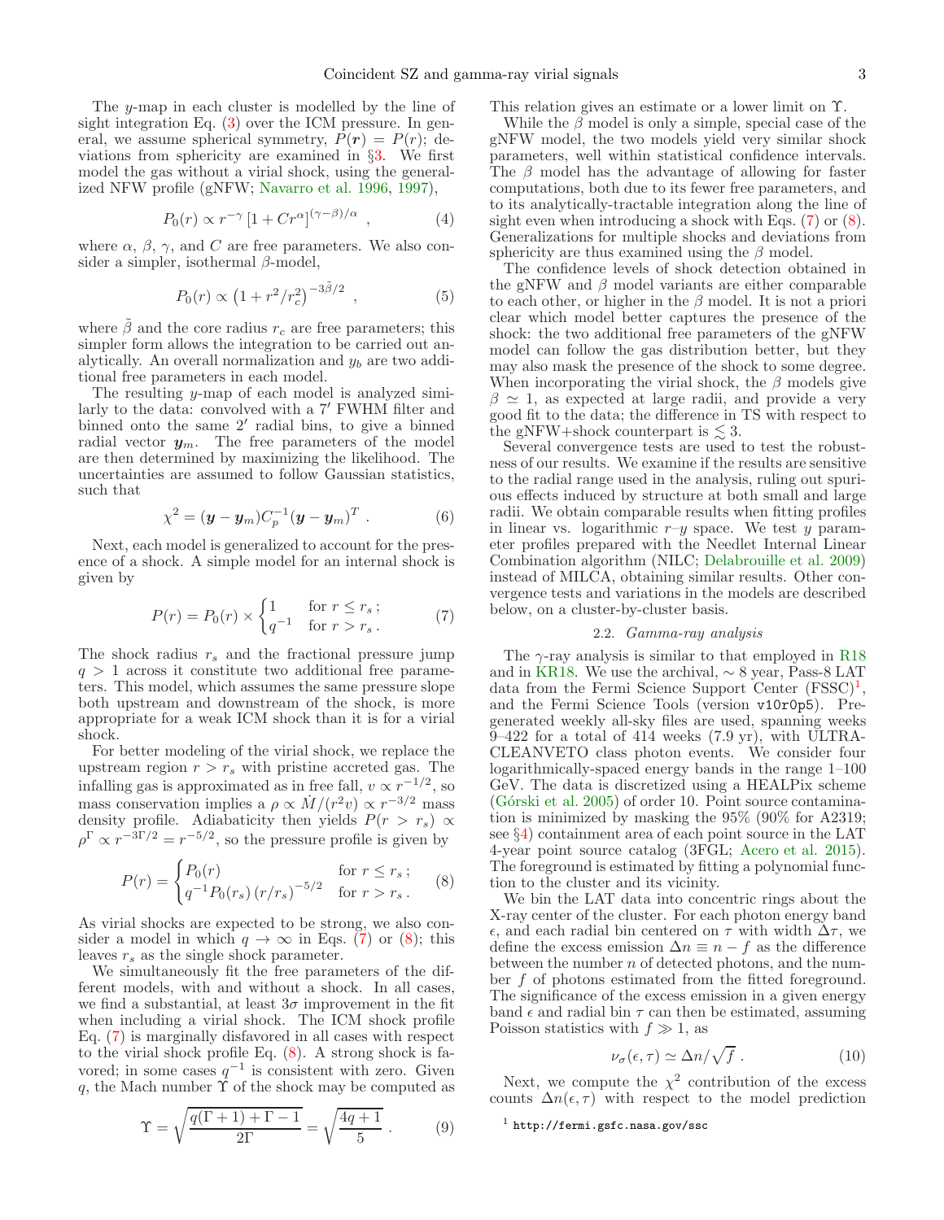The $y$-map in each cluster is modelled by the line of sight integration Eq. (3) over the ICM pressure. In general, we assume spherical symmetry, $P(\boldsymbol{r}) = P(r)$; deviations from sphericity are examined in §3. We first model the gas without a virial shock, using the generalized NFW profile (gNFW; Navarro et al. 1996, 1997),

$$P_0(r) \propto r^{-\gamma} \left[1 + C r^{\alpha}\right]^{(\gamma-\beta)/\alpha} \ , \tag{4}$$

where $\alpha$, $\beta$, $\gamma$, and $C$ are free parameters. We also consider a simpler, isothermal $\beta$-model,

$$P_0(r) \propto \left(1 + r^2/r_c^2\right)^{-3\tilde{\beta}/2} \ , \tag{5}$$

where $\tilde{\beta}$ and the core radius $r_c$ are free parameters; this simpler form allows the integration to be carried out analytically. An overall normalization and $y_b$ are two additional free parameters in each model.

The resulting $y$-map of each model is analyzed similarly to the data: convolved with a $7'$ FWHM filter and binned onto the same $2'$ radial bins, to give a binned radial vector $\boldsymbol{y}_m$. The free parameters of the model are then determined by maximizing the likelihood. The uncertainties are assumed to follow Gaussian statistics, such that

$$\chi^2 = (\boldsymbol{y} - \boldsymbol{y}_m) C_p^{-1} (\boldsymbol{y} - \boldsymbol{y}_m)^T \ . \tag{6}$$

Next, each model is generalized to account for the presence of a shock. A simple model for an internal shock is given by

$$P(r) = P_0(r) \times \begin{cases} 1 & \text{for } r \le r_s \,; \\ q^{-1} & \text{for } r > r_s \,. \end{cases} \tag{7}$$

The shock radius $r_s$ and the fractional pressure jump $q > 1$ across it constitute two additional free parameters. This model, which assumes the same pressure slope both upstream and downstream of the shock, is more appropriate for a weak ICM shock than it is for a virial shock.

For better modeling of the virial shock, we replace the upstream region $r > r_s$ with pristine accreted gas. The infalling gas is approximated as in free fall, $v \propto r^{-1/2}$, so mass conservation implies a $\rho \propto \dot{M}/(r^2 v) \propto r^{-3/2}$ mass density profile. Adiabaticity then yields $P(r > r_s) \propto \rho^{\Gamma} \propto r^{-3\Gamma/2} = r^{-5/2}$, so the pressure profile is given by

$$P(r) = \begin{cases} P_0(r) & \text{for } r \le r_s \,; \\ q^{-1} P_0(r_s) \left(r/r_s\right)^{-5/2} & \text{for } r > r_s \,. \end{cases} \tag{8}$$

As virial shocks are expected to be strong, we also consider a model in which $q \to \infty$ in Eqs. (7) or (8); this leaves $r_s$ as the single shock parameter.

We simultaneously fit the free parameters of the different models, with and without a shock. In all cases, we find a substantial, at least $3\sigma$ improvement in the fit when including a virial shock. The ICM shock profile Eq. (7) is marginally disfavored in all cases with respect to the virial shock profile Eq. (8). A strong shock is favored; in some cases $q^{-1}$ is consistent with zero. Given $q$, the Mach number $\Upsilon$ of the shock may be computed as

$$\Upsilon = \sqrt{\frac{q(\Gamma+1) + \Gamma - 1}{2\Gamma}} = \sqrt{\frac{4q+1}{5}} \ . \tag{9}$$

This relation gives an estimate or a lower limit on $\Upsilon$.

While the $\beta$ model is only a simple, special case of the gNFW model, the two models yield very similar shock parameters, well within statistical confidence intervals. The $\beta$ model has the advantage of allowing for faster computations, both due to its fewer free parameters, and to its analytically-tractable integration along the line of sight even when introducing a shock with Eqs. (7) or (8). Generalizations for multiple shocks and deviations from sphericity are thus examined using the $\beta$ model.

The confidence levels of shock detection obtained in the gNFW and $\beta$ model variants are either comparable to each other, or higher in the $\beta$ model. It is not a priori clear which model better captures the presence of the shock: the two additional free parameters of the gNFW model can follow the gas distribution better, but they may also mask the presence of the shock to some degree. When incorporating the virial shock, the $\beta$ models give $\beta \simeq 1$, as expected at large radii, and provide a very good fit to the data; the difference in TS with respect to the gNFW+shock counterpart is $\lesssim 3$.

Several convergence tests are used to test the robustness of our results. We examine if the results are sensitive to the radial range used in the analysis, ruling out spurious effects induced by structure at both small and large radii. We obtain comparable results when fitting profiles in linear vs. logarithmic $r$–$y$ space. We test $y$ parameter profiles prepared with the Needlet Internal Linear Combination algorithm (NILC; Delabrouille et al. 2009) instead of MILCA, obtaining similar results. Other convergence tests and variations in the models are described below, on a cluster-by-cluster basis.

### 2.2. *Gamma-ray analysis*

The $\gamma$-ray analysis is similar to that employed in R18 and in KR18. We use the archival, $\sim 8$ year, Pass-8 LAT data from the Fermi Science Support Center (FSSC)[1], and the Fermi Science Tools (version v10r0p5). Pre-generated weekly all-sky files are used, spanning weeks 9–422 for a total of 414 weeks (7.9 yr), with ULTRACLEANVETO class photon events. We consider four logarithmically-spaced energy bands in the range 1–100 GeV. The data is discretized using a HEALPix scheme (Górski et al. 2005) of order 10. Point source contamination is minimized by masking the 95% (90% for A2319; see §4) containment area of each point source in the LAT 4-year point source catalog (3FGL; Acero et al. 2015). The foreground is estimated by fitting a polynomial function to the cluster and its vicinity.

We bin the LAT data into concentric rings about the X-ray center of the cluster. For each photon energy band $\epsilon$, and each radial bin centered on $\tau$ with width $\Delta\tau$, we define the excess emission $\Delta n \equiv n - f$ as the difference between the number $n$ of detected photons, and the number $f$ of photons estimated from the fitted foreground. The significance of the excess emission in a given energy band $\epsilon$ and radial bin $\tau$ can then be estimated, assuming Poisson statistics with $f \gg 1$, as

$$\nu_{\sigma}(\epsilon, \tau) \simeq \Delta n / \sqrt{f} \ . \tag{10}$$

Next, we compute the $\chi^2$ contribution of the excess counts $\Delta n(\epsilon, \tau)$ with respect to the model prediction

[1] http://fermi.gsfc.nasa.gov/ssc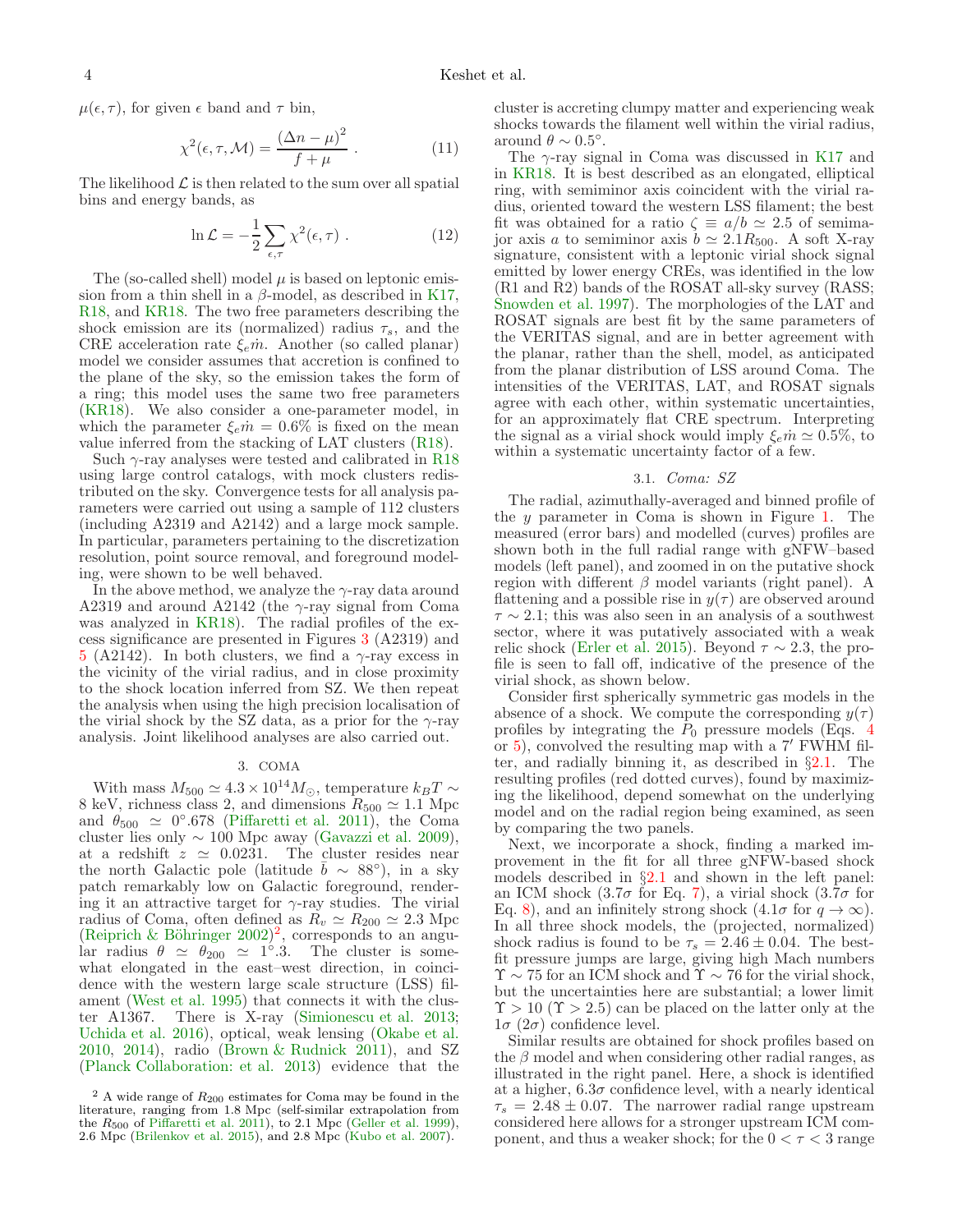$\mu(\epsilon, \tau)$, for given $\epsilon$ band and $\tau$ bin,

$$\chi^2(\epsilon, \tau, \mathcal{M}) = \frac{(\Delta n - \mu)^2}{f + \mu} \ . \quad (11)$$

The likelihood $\mathcal{L}$ is then related to the sum over all spatial bins and energy bands, as

$$\ln \mathcal{L} = -\frac{1}{2} \sum_{\epsilon, \tau} \chi^2(\epsilon, \tau) \ . \quad (12)$$

The (so-called shell) model $\mu$ is based on leptonic emission from a thin shell in a $\beta$-model, as described in K17, R18, and KR18. The two free parameters describing the shock emission are its (normalized) radius $\tau_s$, and the CRE acceleration rate $\xi_e \dot{m}$. Another (so called planar) model we consider assumes that accretion is confined to the plane of the sky, so the emission takes the form of a ring; this model uses the same two free parameters (KR18). We also consider a one-parameter model, in which the parameter $\xi_e \dot{m} = 0.6\%$ is fixed on the mean value inferred from the stacking of LAT clusters (R18).

Such $\gamma$-ray analyses were tested and calibrated in R18 using large control catalogs, with mock clusters redistributed on the sky. Convergence tests for all analysis parameters were carried out using a sample of 112 clusters (including A2319 and A2142) and a large mock sample. In particular, parameters pertaining to the discretization resolution, point source removal, and foreground modeling, were shown to be well behaved.

In the above method, we analyze the $\gamma$-ray data around A2319 and around A2142 (the $\gamma$-ray signal from Coma was analyzed in KR18). The radial profiles of the excess significance are presented in Figures 3 (A2319) and 5 (A2142). In both clusters, we find a $\gamma$-ray excess in the vicinity of the virial radius, and in close proximity to the shock location inferred from SZ. We then repeat the analysis when using the high precision localisation of the virial shock by the SZ data, as a prior for the $\gamma$-ray analysis. Joint likelihood analyses are also carried out.

## 3. COMA

With mass $M_{500} \simeq 4.3 \times 10^{14} M_\odot$, temperature $k_B T \sim 8$ keV, richness class 2, and dimensions $R_{500} \simeq 1.1$ Mpc and $\theta_{500} \simeq 0^\circ.678$ (Piffaretti et al. 2011), the Coma cluster lies only $\sim 100$ Mpc away (Gavazzi et al. 2009), at a redshift $z \simeq 0.0231$. The cluster resides near the north Galactic pole (latitude $b \sim 88^\circ$), in a sky patch remarkably low on Galactic foreground, rendering it an attractive target for $\gamma$-ray studies. The virial radius of Coma, often defined as $R_v \simeq R_{200} \simeq 2.3$ Mpc (Reiprich & Böhringer 2002)[2], corresponds to an angular radius $\theta \simeq \theta_{200} \simeq 1^\circ.3$. The cluster is somewhat elongated in the east–west direction, in coincidence with the western large scale structure (LSS) filament (West et al. 1995) that connects it with the cluster A1367. There is X-ray (Simionescu et al. 2013; Uchida et al. 2016), optical, weak lensing (Okabe et al. 2010, 2014), radio (Brown & Rudnick 2011), and SZ (Planck Collaboration: et al. 2013) evidence that the cluster is accreting clumpy matter and experiencing weak shocks towards the filament well within the virial radius, around $\theta \sim 0.5^\circ$.

The $\gamma$-ray signal in Coma was discussed in K17 and in KR18. It is best described as an elongated, elliptical ring, with semiminor axis coincident with the virial radius, oriented toward the western LSS filament; the best fit was obtained for a ratio $\zeta \equiv a/b \simeq 2.5$ of semimajor axis $a$ to semiminor axis $b \simeq 2.1 R_{500}$. A soft X-ray signature, consistent with a leptonic virial shock signal emitted by lower energy CREs, was identified in the low (R1 and R2) bands of the ROSAT all-sky survey (RASS; Snowden et al. 1997). The morphologies of the LAT and ROSAT signals are best fit by the same parameters of the VERITAS signal, and are in better agreement with the planar, rather than the shell, model, as anticipated from the planar distribution of LSS around Coma. The intensities of the VERITAS, LAT, and ROSAT signals agree with each other, within systematic uncertainties, for an approximately flat CRE spectrum. Interpreting the signal as a virial shock would imply $\xi_e \dot{m} \simeq 0.5\%$, to within a systematic uncertainty factor of a few.

### 3.1. *Coma: SZ*

The radial, azimuthally-averaged and binned profile of the $y$ parameter in Coma is shown in Figure 1. The measured (error bars) and modelled (curves) profiles are shown both in the full radial range with gNFW–based models (left panel), and zoomed in on the putative shock region with different $\beta$ model variants (right panel). A flattening and a possible rise in $y(\tau)$ are observed around $\tau \sim 2.1$; this was also seen in an analysis of a southwest sector, where it was putatively associated with a weak relic shock (Erler et al. 2015). Beyond $\tau \sim 2.3$, the profile is seen to fall off, indicative of the presence of the virial shock, as shown below.

Consider first spherically symmetric gas models in the absence of a shock. We compute the corresponding $y(\tau)$ profiles by integrating the $P_0$ pressure models (Eqs. 4 or 5), convolved the resulting map with a $7'$ FWHM filter, and radially binning it, as described in §2.1. The resulting profiles (red dotted curves), found by maximizing the likelihood, depend somewhat on the underlying model and on the radial region being examined, as seen by comparing the two panels.

Next, we incorporate a shock, finding a marked improvement in the fit for all three gNFW-based shock models described in §2.1 and shown in the left panel: an ICM shock ($3.7\sigma$ for Eq. 7), a virial shock ($3.7\sigma$ for Eq. 8), and an infinitely strong shock ($4.1\sigma$ for $q \to \infty$). In all three shock models, the (projected, normalized) shock radius is found to be $\tau_s = 2.46 \pm 0.04$. The best-fit pressure jumps are large, giving high Mach numbers $\Upsilon \sim 75$ for an ICM shock and $\Upsilon \sim 76$ for the virial shock, but the uncertainties here are substantial; a lower limit $\Upsilon > 10$ ($\Upsilon > 2.5$) can be placed on the latter only at the $1\sigma$ ($2\sigma$) confidence level.

Similar results are obtained for shock profiles based on the $\beta$ model and when considering other radial ranges, as illustrated in the right panel. Here, a shock is identified at a higher, $6.3\sigma$ confidence level, with a nearly identical $\tau_s = 2.48 \pm 0.07$. The narrower radial range upstream considered here allows for a stronger upstream ICM component, and thus a weaker shock; for the $0 < \tau < 3$ range

[2] A wide range of $R_{200}$ estimates for Coma may be found in the literature, ranging from 1.8 Mpc (self-similar extrapolation from the $R_{500}$ of Piffaretti et al. 2011), to 2.1 Mpc (Geller et al. 1999), 2.6 Mpc (Brilenkov et al. 2015), and 2.8 Mpc (Kubo et al. 2007).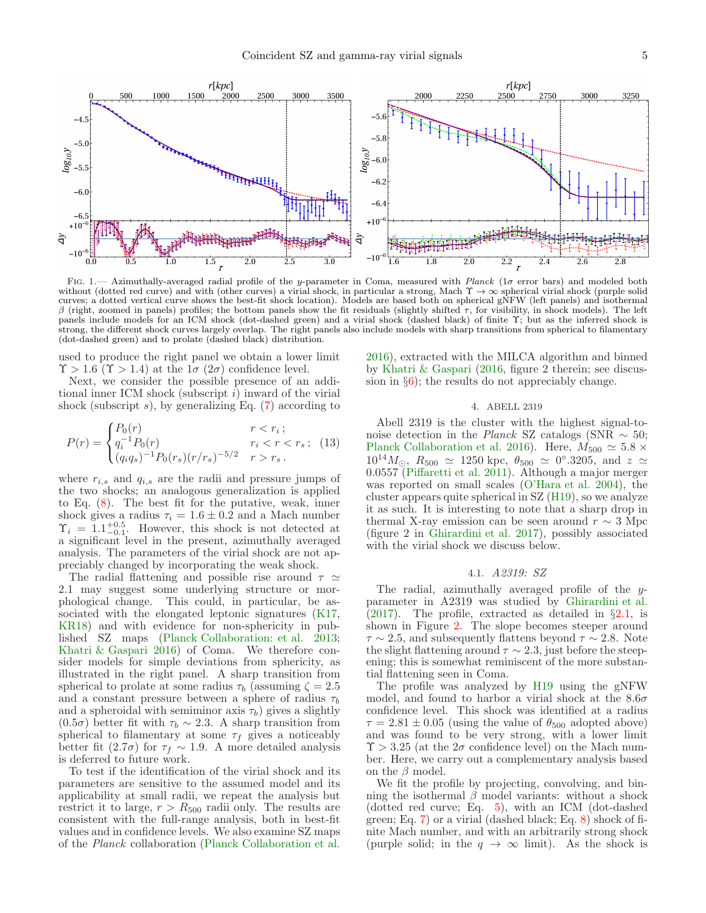FIG. 1.— Azimuthally-averaged radial profile of the $y$-parameter in Coma, measured with *Planck* ($1\sigma$ error bars) and modeled both without (dotted red curve) and with (other curves) a virial shock, in particular a strong, Mach $\Upsilon \to \infty$ spherical virial shock (purple solid curves; a dotted vertical curve shows the best-fit shock location). Models are based both on spherical gNFW (left panels) and isothermal $\beta$ (right, zoomed in panels) profiles; the bottom panels show the fit residuals (slightly shifted $\tau$, for visibility, in shock models). The left panels include models for an ICM shock (dot-dashed green) and a virial shock (dashed black) of finite $\Upsilon$; but as the inferred shock is strong, the different shock curves largely overlap. The right panels also include models with sharp transitions from spherical to filamentary (dot-dashed green) and to prolate (dashed black) distribution.

used to produce the right panel we obtain a lower limit $\Upsilon > 1.6$ ($\Upsilon > 1.4$) at the $1\sigma$ ($2\sigma$) confidence level.

Next, we consider the possible presence of an additional inner ICM shock (subscript $i$) inward of the virial shock (subscript $s$), by generalizing Eq. (7) according to

$$P(r) = \begin{cases} P_0(r) & r < r_i\,; \\ q_i^{-1} P_0(r) & r_i < r < r_s\,; \\ (q_i q_s)^{-1} P_0(r_s)(r/r_s)^{-5/2} & r > r_s\,. \end{cases} \quad (13)$$

where $r_{i,s}$ and $q_{i,s}$ are the radii and pressure jumps of the two shocks; an analogous generalization is applied to Eq. (8). The best fit for the putative, weak, inner shock gives a radius $\tau_i = 1.6 \pm 0.2$ and a Mach number $\Upsilon_i = 1.1^{+0.5}_{-0.1}$. However, this shock is not detected at a significant level in the present, azimuthally averaged analysis. The parameters of the virial shock are not appreciably changed by incorporating the weak shock.

The radial flattening and possible rise around $\tau \simeq 2.1$ may suggest some underlying structure or morphological change. This could, in particular, be associated with the elongated leptonic signatures (K17, KR18) and with evidence for non-sphericity in published SZ maps (Planck Collaboration: et al. 2013; Khatri & Gaspari 2016) of Coma. We therefore consider models for simple deviations from sphericity, as illustrated in the right panel. A sharp transition from spherical to prolate at some radius $\tau_b$ (assuming $\zeta = 2.5$ and a constant pressure between a sphere of radius $\tau_b$ and a spheroidal with semiminor axis $\tau_b$) gives a slightly ($0.5\sigma$) better fit with $\tau_b \sim 2.3$. A sharp transition from spherical to filamentary at some $\tau_f$ gives a noticeably better fit ($2.7\sigma$) for $\tau_f \sim 1.9$. A more detailed analysis is deferred to future work.

To test if the identification of the virial shock and its parameters are sensitive to the assumed model and its applicability at small radii, we repeat the analysis but restrict it to large, $r > R_{500}$ radii only. The results are consistent with the full-range analysis, both in best-fit values and in confidence levels. We also examine SZ maps of the *Planck* collaboration (Planck Collaboration et al. 2016), extracted with the MILCA algorithm and binned by Khatri & Gaspari (2016, figure 2 therein; see discussion in §6); the results do not appreciably change.

## 4. ABELL 2319

Abell 2319 is the cluster with the highest signal-to-noise detection in the *Planck* SZ catalogs (SNR $\sim 50$; Planck Collaboration et al. 2016). Here, $M_{500} \simeq 5.8 \times 10^{14} M_\odot$, $R_{500} \simeq 1250$ kpc, $\theta_{500} \simeq 0^\circ.3205$, and $z \simeq 0.0557$ (Piffaretti et al. 2011). Although a major merger was reported on small scales (O'Hara et al. 2004), the cluster appears quite spherical in SZ (H19), so we analyze it as such. It is interesting to note that a sharp drop in thermal X-ray emission can be seen around $r \sim 3$ Mpc (figure 2 in Ghirardini et al. 2017), possibly associated with the virial shock we discuss below.

### 4.1. *A2319: SZ*

The radial, azimuthally averaged profile of the $y$-parameter in A2319 was studied by Ghirardini et al. (2017). The profile, extracted as detailed in §2.1, is shown in Figure 2. The slope becomes steeper around $\tau \sim 2.5$, and subsequently flattens beyond $\tau \sim 2.8$. Note the slight flattening around $\tau \sim 2.3$, just before the steepening; this is somewhat reminiscent of the more substantial flattening seen in Coma.

The profile was analyzed by H19 using the gNFW model, and found to harbor a virial shock at the $8.6\sigma$ confidence level. This shock was identified at a radius $\tau = 2.81 \pm 0.05$ (using the value of $\theta_{500}$ adopted above) and was found to be very strong, with a lower limit $\Upsilon > 3.25$ (at the $2\sigma$ confidence level) on the Mach number. Here, we carry out a complementary analysis based on the $\beta$ model.

We fit the profile by projecting, convolving, and binning the isothermal $\beta$ model variants: without a shock (dotted red curve; Eq. 5), with an ICM (dot-dashed green; Eq. 7) or a virial (dashed black; Eq. 8) shock of finite Mach number, and with an arbitrarily strong shock (purple solid; in the $q \to \infty$ limit). As the shock is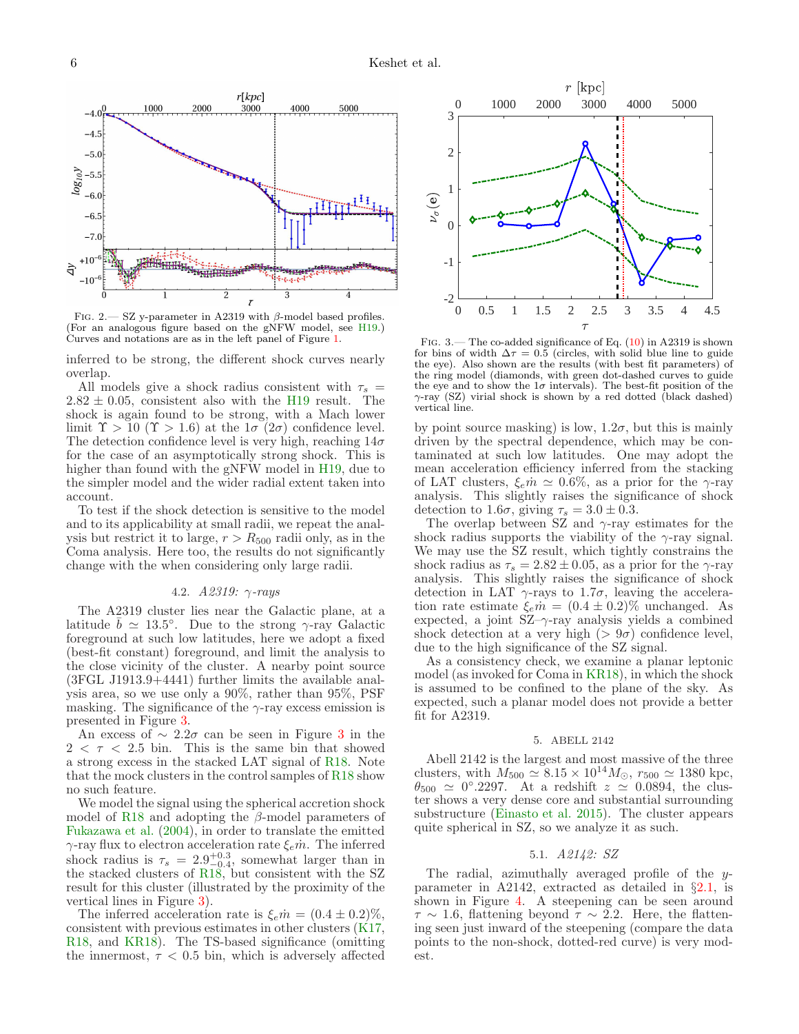Fig. 2.— SZ y-parameter in A2319 with β-model based profiles. (For an analogous figure based on the gNFW model, see H19.) Curves and notations are as in the left panel of Figure 1.

inferred to be strong, the different shock curves nearly overlap.

All models give a shock radius consistent with $\tau_s = 2.82 \pm 0.05$, consistent also with the H19 result. The shock is again found to be strong, with a Mach lower limit $\Upsilon > 10$ ($\Upsilon > 1.6$) at the $1\sigma$ ($2\sigma$) confidence level. The detection confidence level is very high, reaching $14\sigma$ for the case of an asymptotically strong shock. This is higher than found with the gNFW model in H19, due to the simpler model and the wider radial extent taken into account.

To test if the shock detection is sensitive to the model and to its applicability at small radii, we repeat the analysis but restrict it to large, $r > R_{500}$ radii only, as in the Coma analysis. Here too, the results do not significantly change with the when considering only large radii.

### 4.2. *A2319: γ-rays*

The A2319 cluster lies near the Galactic plane, at a latitude $\bar{b} \simeq 13.5°$. Due to the strong γ-ray Galactic foreground at such low latitudes, here we adopt a fixed (best-fit constant) foreground, and limit the analysis to the close vicinity of the cluster. A nearby point source (3FGL J1913.9+4441) further limits the available analysis area, so we use only a 90%, rather than 95%, PSF masking. The significance of the γ-ray excess emission is presented in Figure 3.

An excess of $\sim 2.2\sigma$ can be seen in Figure 3 in the $2 < \tau < 2.5$ bin. This is the same bin that showed a strong excess in the stacked LAT signal of R18. Note that the mock clusters in the control samples of R18 show no such feature.

We model the signal using the spherical accretion shock model of R18 and adopting the β-model parameters of Fukazawa et al. (2004), in order to translate the emitted γ-ray flux to electron acceleration rate $\xi_e \dot{m}$. The inferred shock radius is $\tau_s = 2.9^{+0.3}_{-0.4}$, somewhat larger than in the stacked clusters of R18, but consistent with the SZ result for this cluster (illustrated by the proximity of the vertical lines in Figure 3).

The inferred acceleration rate is $\xi_e \dot{m} = (0.4 \pm 0.2)\%$, consistent with previous estimates in other clusters (K17, R18, and KR18). The TS-based significance (omitting the innermost, $\tau < 0.5$ bin, which is adversely affected by point source masking) is low, $1.2\sigma$, but this is mainly driven by the spectral dependence, which may be contaminated at such low latitudes. One may adopt the mean acceleration efficiency inferred from the stacking of LAT clusters, $\xi_e \dot{m} \simeq 0.6\%$, as a prior for the γ-ray analysis. This slightly raises the significance of shock detection to $1.6\sigma$, giving $\tau_s = 3.0 \pm 0.3$.

Fig. 3.— The co-added significance of Eq. (10) in A2319 is shown for bins of width $\Delta\tau = 0.5$ (circles, with solid blue line to guide the eye). Also shown are the results (with best fit parameters) of the ring model (diamonds, with green dot-dashed curves to guide the eye and to show the $1\sigma$ intervals). The best-fit position of the γ-ray (SZ) virial shock is shown by a red dotted (black dashed) vertical line.

The overlap between SZ and γ-ray estimates for the shock radius supports the viability of the γ-ray signal. We may use the SZ result, which tightly constrains the shock radius as $\tau_s = 2.82 \pm 0.05$, as a prior for the γ-ray analysis. This slightly raises the significance of shock detection in LAT γ-rays to $1.7\sigma$, leaving the acceleration rate estimate $\xi_e \dot{m} = (0.4 \pm 0.2)\%$ unchanged. As expected, a joint SZ–γ-ray analysis yields a combined shock detection at a very high ($> 9\sigma$) confidence level, due to the high significance of the SZ signal.

As a consistency check, we examine a planar leptonic model (as invoked for Coma in KR18), in which the shock is assumed to be confined to the plane of the sky. As expected, such a planar model does not provide a better fit for A2319.

## 5. ABELL 2142

Abell 2142 is the largest and most massive of the three clusters, with $M_{500} \simeq 8.15 \times 10^{14} M_{\odot}$, $r_{500} \simeq 1380$ kpc, $\theta_{500} \simeq 0°.2297$. At a redshift $z \simeq 0.0894$, the cluster shows a very dense core and substantial surrounding substructure (Einasto et al. 2015). The cluster appears quite spherical in SZ, so we analyze it as such.

### 5.1. *A2142: SZ*

The radial, azimuthally averaged profile of the $y$-parameter in A2142, extracted as detailed in §2.1, is shown in Figure 4. A steepening can be seen around $\tau \sim 1.6$, flattening beyond $\tau \sim 2.2$. Here, the flattening seen just inward of the steepening (compare the data points to the non-shock, dotted-red curve) is very modest.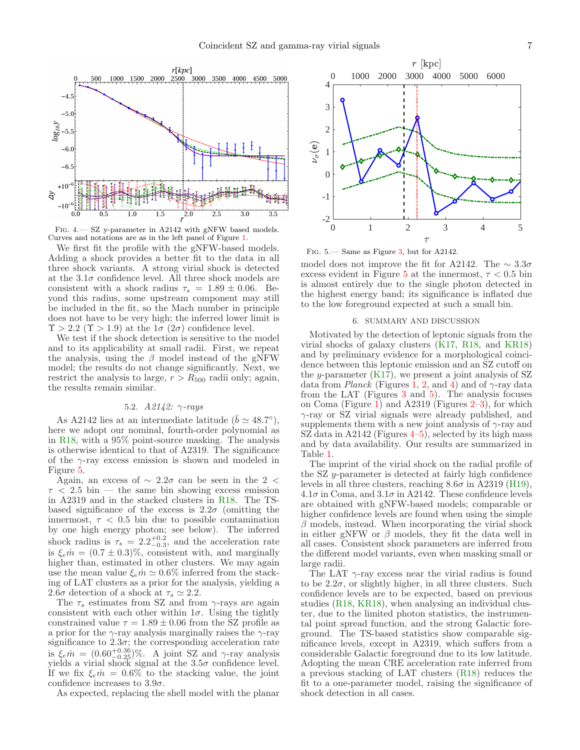Fig. 4.— SZ y-parameter in A2142 with gNFW based models. Curves and notations are as in the left panel of Figure 1.

We first fit the profile with the gNFW-based models. Adding a shock provides a better fit to the data in all three shock variants. A strong virial shock is detected at the $3.1\sigma$ confidence level. All three shock models are consistent with a shock radius $\tau_s = 1.89 \pm 0.06$. Beyond this radius, some upstream component may still be included in the fit, so the Mach number in principle does not have to be very high; the inferred lower limit is $\Upsilon > 2.2$ ($\Upsilon > 1.9$) at the $1\sigma$ ($2\sigma$) confidence level.

We test if the shock detection is sensitive to the model and to its applicability at small radii. First, we repeat the analysis, using the $\beta$ model instead of the gNFW model; the results do not change significantly. Next, we restrict the analysis to large, $r > R_{500}$ radii only; again, the results remain similar.

### 5.2. *A2142: γ-rays*

As A2142 lies at an intermediate latitude ($\bar{b} \simeq 48.7°$), here we adopt our nominal, fourth-order polynomial as in R18, with a 95% point-source masking. The analysis is otherwise identical to that of A2319. The significance of the $\gamma$-ray excess emission is shown and modeled in Figure 5.

Again, an excess of $\sim 2.2\sigma$ can be seen in the $2 < \tau < 2.5$ bin — the same bin showing excess emission in A2319 and in the stacked clusters in R18. The TS-based significance of the excess is $2.2\sigma$ (omitting the innermost, $\tau < 0.5$ bin due to possible contamination by one high energy photon; see below). The inferred shock radius is $\tau_s = 2.2^{+0.2}_{-0.3}$, and the acceleration rate is $\xi_e \dot{m} = (0.7 \pm 0.3)\%$, consistent with, and marginally higher than, estimated in other clusters. We may again use the mean value $\xi_e \dot{m} \simeq 0.6\%$ inferred from the stacking of LAT clusters as a prior for the analysis, yielding a $2.6\sigma$ detection of a shock at $\tau_s \simeq 2.2$.

The $\tau_s$ estimates from SZ and from $\gamma$-rays are again consistent with each other within $1\sigma$. Using the tightly constrained value $\tau = 1.89 \pm 0.06$ from the SZ profile as a prior for the $\gamma$-ray analysis marginally raises the $\gamma$-ray significance to $2.3\sigma$; the corresponding acceleration rate is $\xi_e \dot{m} = (0.60^{+0.36}_{-0.25})\%$. A joint SZ and $\gamma$-ray analysis yields a virial shock signal at the $3.5\sigma$ confidence level. If we fix $\xi_e \dot{m} = 0.6\%$ to the stacking value, the joint confidence increases to $3.9\sigma$.

As expected, replacing the shell model with the planar model does not improve the fit for A2142. The $\sim 3.3\sigma$ excess evident in Figure 5 at the innermost, $\tau < 0.5$ bin is almost entirely due to the single photon detected in the highest energy band; its significance is inflated due to the low foreground expected at such a small bin.

Fig. 5.— Same as Figure 3, but for A2142.

## 6. SUMMARY AND DISCUSSION

Motivated by the detection of leptonic signals from the virial shocks of galaxy clusters (K17, R18, and KR18) and by preliminary evidence for a morphological coincidence between this leptonic emission and an SZ cutoff on the $y$-parameter (K17), we present a joint analysis of SZ data from *Planck* (Figures 1, 2, and 4) and of $\gamma$-ray data from the LAT (Figures 3 and 5). The analysis focuses on Coma (Figure 1) and A2319 (Figures 2–3), for which $\gamma$-ray or SZ virial signals were already published, and supplements them with a new joint analysis of $\gamma$-ray and SZ data in A2142 (Figures 4–5), selected by its high mass and by data availability. Our results are summarized in Table 1.

The imprint of the virial shock on the radial profile of the SZ $y$-parameter is detected at fairly high confidence levels in all three clusters, reaching $8.6\sigma$ in A2319 (H19), $4.1\sigma$ in Coma, and $3.1\sigma$ in A2142. These confidence levels are obtained with gNFW-based models; comparable or higher confidence levels are found when using the simple $\beta$ models, instead. When incorporating the virial shock in either gNFW or $\beta$ models, they fit the data well in all cases. Consistent shock parameters are inferred from the different model variants, even when masking small or large radii.

The LAT $\gamma$-ray excess near the virial radius is found to be $2.2\sigma$, or slightly higher, in all three clusters. Such confidence levels are to be expected, based on previous studies (R18, KR18), when analysing an individual cluster, due to the limited photon statistics, the instrumental point spread function, and the strong Galactic foreground. The TS-based statistics show comparable significance levels, except in A2319, which suffers from a considerable Galactic foreground due to its low latitude. Adopting the mean CRE acceleration rate inferred from a previous stacking of LAT clusters (R18) reduces the fit to a one-parameter model, raising the significance of shock detection in all cases.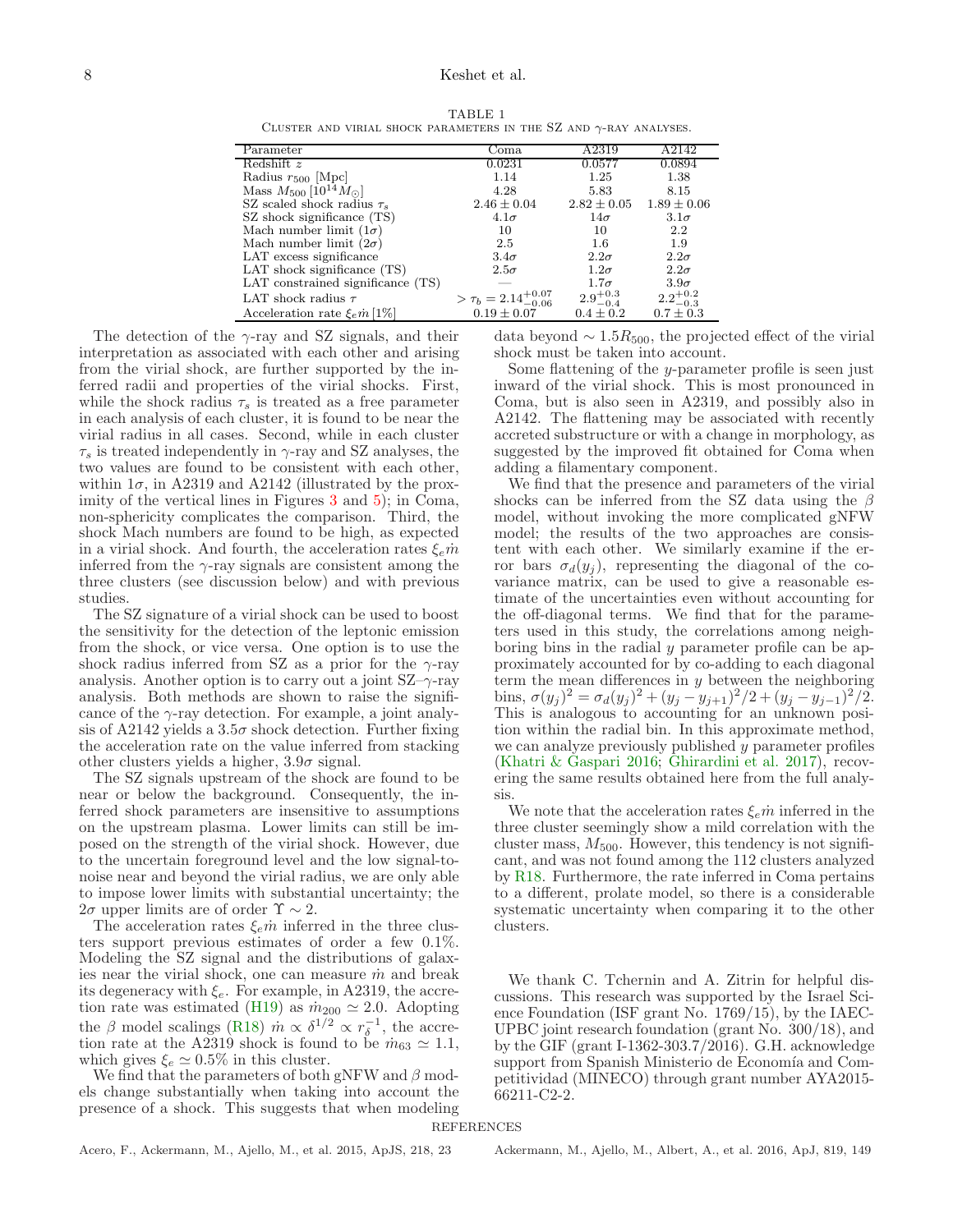TABLE 1

Cluster and virial shock parameters in the SZ and $\gamma$-ray analyses.

| Parameter | Coma | A2319 | A2142 |
|---|---|---|---|
| Redshift $z$ | 0.0231 | 0.0577 | 0.0894 |
| Radius $r_{500}$ [Mpc] | 1.14 | 1.25 | 1.38 |
| Mass $M_{500}$ [$10^{14}M_{\odot}$] | 4.28 | 5.83 | 8.15 |
| SZ scaled shock radius $\tau_s$ | $2.46 \pm 0.04$ | $2.82 \pm 0.05$ | $1.89 \pm 0.06$ |
| SZ shock significance (TS) | $4.1\sigma$ | $14\sigma$ | $3.1\sigma$ |
| Mach number limit ($1\sigma$) | 10 | 10 | 2.2 |
| Mach number limit ($2\sigma$) | 2.5 | 1.6 | 1.9 |
| LAT excess significance | $3.4\sigma$ | $2.2\sigma$ | $2.2\sigma$ |
| LAT shock significance (TS) | $2.5\sigma$ | $1.2\sigma$ | $2.2\sigma$ |
| LAT constrained significance (TS) | — | $1.7\sigma$ | $3.9\sigma$ |
| LAT shock radius $\tau$ | $> \tau_b = 2.14^{+0.07}_{-0.06}$ | $2.9^{+0.3}_{-0.4}$ | $2.2^{+0.2}_{-0.3}$ |
| Acceleration rate $\xi_e \dot{m}$ [1%] | $0.19 \pm 0.07$ | $0.4 \pm 0.2$ | $0.7 \pm 0.3$ |

The detection of the $\gamma$-ray and SZ signals, and their interpretation as associated with each other and arising from the virial shock, are further supported by the inferred radii and properties of the virial shocks. First, while the shock radius $\tau_s$ is treated as a free parameter in each analysis of each cluster, it is found to be near the virial radius in all cases. Second, while in each cluster $\tau_s$ is treated independently in $\gamma$-ray and SZ analyses, the two values are found to be consistent with each other, within $1\sigma$, in A2319 and A2142 (illustrated by the proximity of the vertical lines in Figures 3 and 5); in Coma, non-sphericity complicates the comparison. Third, the shock Mach numbers are found to be high, as expected in a virial shock. And fourth, the acceleration rates $\xi_e \dot{m}$ inferred from the $\gamma$-ray signals are consistent among the three clusters (see discussion below) and with previous studies.

The SZ signature of a virial shock can be used to boost the sensitivity for the detection of the leptonic emission from the shock, or vice versa. One option is to use the shock radius inferred from SZ as a prior for the $\gamma$-ray analysis. Another option is to carry out a joint SZ–$\gamma$-ray analysis. Both methods are shown to raise the significance of the $\gamma$-ray detection. For example, a joint analysis of A2142 yields a $3.5\sigma$ shock detection. Further fixing the acceleration rate on the value inferred from stacking other clusters yields a higher, $3.9\sigma$ signal.

The SZ signals upstream of the shock are found to be near or below the background. Consequently, the inferred shock parameters are insensitive to assumptions on the upstream plasma. Lower limits can still be imposed on the strength of the virial shock. However, due to the uncertain foreground level and the low signal-to-noise near and beyond the virial radius, we are only able to impose lower limits with substantial uncertainty; the $2\sigma$ upper limits are of order $\Upsilon \sim 2$.

The acceleration rates $\xi_e \dot{m}$ inferred in the three clusters support previous estimates of order a few 0.1%. Modeling the SZ signal and the distributions of galaxies near the virial shock, one can measure $\dot{m}$ and break its degeneracy with $\xi_e$. For example, in A2319, the accretion rate was estimated (H19) as $\dot{m}_{200} \simeq 2.0$. Adopting the $\beta$ model scalings (R18) $\dot{m} \propto \delta^{1/2} \propto r_\delta^{-1}$, the accretion rate at the A2319 shock is found to be $\dot{m}_{63} \simeq 1.1$, which gives $\xi_e \simeq 0.5\%$ in this cluster.

We find that the parameters of both gNFW and $\beta$ models change substantially when taking into account the presence of a shock. This suggests that when modeling data beyond $\sim 1.5R_{500}$, the projected effect of the virial shock must be taken into account.

Some flattening of the $y$-parameter profile is seen just inward of the virial shock. This is most pronounced in Coma, but is also seen in A2319, and possibly also in A2142. The flattening may be associated with recently accreted substructure or with a change in morphology, as suggested by the improved fit obtained for Coma when adding a filamentary component.

We find that the presence and parameters of the virial shocks can be inferred from the SZ data using the $\beta$ model, without invoking the more complicated gNFW model; the results of the two approaches are consistent with each other. We similarly examine if the error bars $\sigma_d(y_j)$, representing the diagonal of the covariance matrix, can be used to give a reasonable estimate of the uncertainties even without accounting for the off-diagonal terms. We find that for the parameters used in this study, the correlations among neighboring bins in the radial $y$ parameter profile can be approximately accounted for by co-adding to each diagonal term the mean differences in $y$ between the neighboring bins, $\sigma(y_j)^2 = \sigma_d(y_j)^2 + (y_j - y_{j+1})^2/2 + (y_j - y_{j-1})^2/2$. This is analogous to accounting for an unknown position within the radial bin. In this approximate method, we can analyze previously published $y$ parameter profiles (Khatri & Gaspari 2016; Ghirardini et al. 2017), recovering the same results obtained here from the full analysis.

We note that the acceleration rates $\xi_e \dot{m}$ inferred in the three cluster seemingly show a mild correlation with the cluster mass, $M_{500}$. However, this tendency is not significant, and was not found among the 112 clusters analyzed by R18. Furthermore, the rate inferred in Coma pertains to a different, prolate model, so there is a considerable systematic uncertainty when comparing it to the other clusters.

We thank C. Tchernin and A. Zitrin for helpful discussions. This research was supported by the Israel Science Foundation (ISF grant No. 1769/15), by the IAEC-UPBC joint research foundation (grant No. 300/18), and by the GIF (grant I-1362-303.7/2016). G.H. acknowledge support from Spanish Ministerio de Economía and Competitividad (MINECO) through grant number AYA2015-66211-C2-2.

## REFERENCES

Acero, F., Ackermann, M., Ajello, M., et al. 2015, ApJS, 218, 23

Ackermann, M., Ajello, M., Albert, A., et al. 2016, ApJ, 819, 149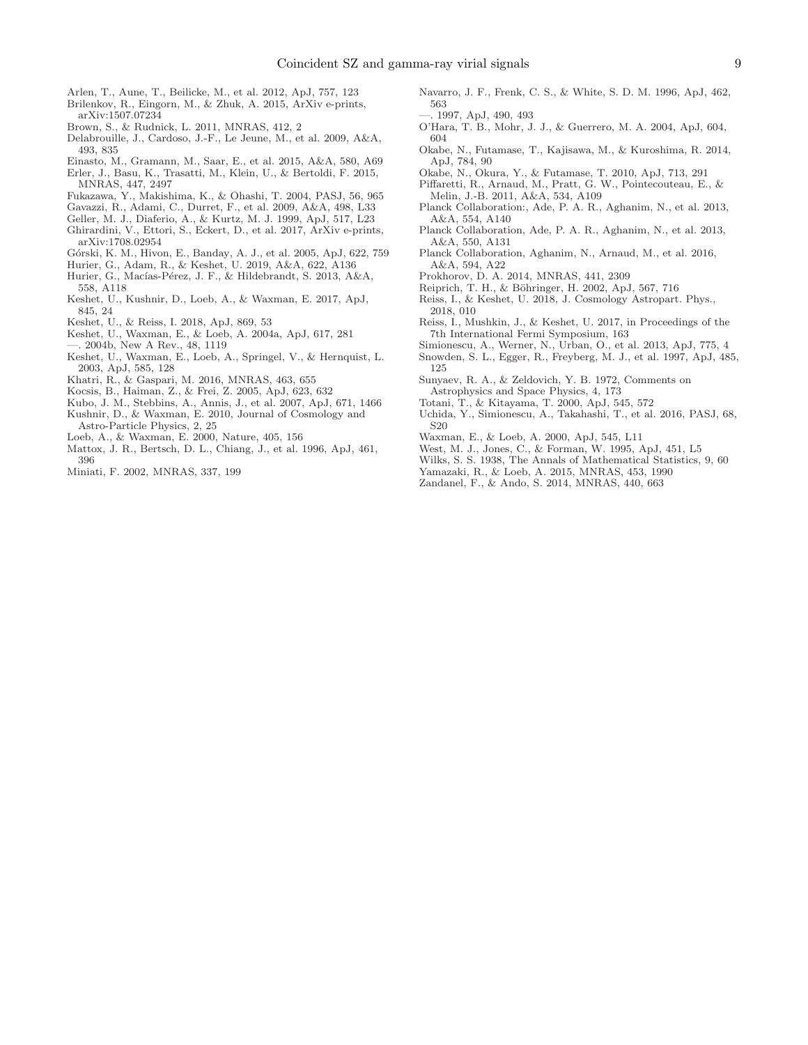Arlen, T., Aune, T., Beilicke, M., et al. 2012, ApJ, 757, 123

Brilenkov, R., Eingorn, M., & Zhuk, A. 2015, ArXiv e-prints, arXiv:1507.07234

Brown, S., & Rudnick, L. 2011, MNRAS, 412, 2

Delabrouille, J., Cardoso, J.-F., Le Jeune, M., et al. 2009, A&A, 493, 835

Einasto, M., Gramann, M., Saar, E., et al. 2015, A&A, 580, A69

Erler, J., Basu, K., Trasatti, M., Klein, U., & Bertoldi, F. 2015, MNRAS, 447, 2497

Fukazawa, Y., Makishima, K., & Ohashi, T. 2004, PASJ, 56, 965

Gavazzi, R., Adami, C., Durret, F., et al. 2009, A&A, 498, L33

Geller, M. J., Diaferio, A., & Kurtz, M. J. 1999, ApJ, 517, L23

Ghirardini, V., Ettori, S., Eckert, D., et al. 2017, ArXiv e-prints, arXiv:1708.02954

Górski, K. M., Hivon, E., Banday, A. J., et al. 2005, ApJ, 622, 759

Hurier, G., Adam, R., & Keshet, U. 2019, A&A, 622, A136

Hurier, G., Macías-Pérez, J. F., & Hildebrandt, S. 2013, A&A, 558, A118

Keshet, U., Kushnir, D., Loeb, A., & Waxman, E. 2017, ApJ, 845, 24

Keshet, U., & Reiss, I. 2018, ApJ, 869, 53

Keshet, U., Waxman, E., & Loeb, A. 2004a, ApJ, 617, 281

—. 2004b, New A Rev., 48, 1119

Keshet, U., Waxman, E., Loeb, A., Springel, V., & Hernquist, L. 2003, ApJ, 585, 128

Khatri, R., & Gaspari, M. 2016, MNRAS, 463, 655

Kocsis, B., Haiman, Z., & Frei, Z. 2005, ApJ, 623, 632

Kubo, J. M., Stebbins, A., Annis, J., et al. 2007, ApJ, 671, 1466

Kushnir, D., & Waxman, E. 2010, Journal of Cosmology and Astro-Particle Physics, 2, 25

Loeb, A., & Waxman, E. 2000, Nature, 405, 156

Mattox, J. R., Bertsch, D. L., Chiang, J., et al. 1996, ApJ, 461, 396

Miniati, F. 2002, MNRAS, 337, 199

Navarro, J. F., Frenk, C. S., & White, S. D. M. 1996, ApJ, 462, 563

—. 1997, ApJ, 490, 493

O'Hara, T. B., Mohr, J. J., & Guerrero, M. A. 2004, ApJ, 604, 604

Okabe, N., Futamase, T., Kajisawa, M., & Kuroshima, R. 2014, ApJ, 784, 90

Okabe, N., Okura, Y., & Futamase, T. 2010, ApJ, 713, 291

Piffaretti, R., Arnaud, M., Pratt, G. W., Pointecouteau, E., & Melin, J.-B. 2011, A&A, 534, A109

Planck Collaboration:, Ade, P. A. R., Aghanim, N., et al. 2013, A&A, 554, A140

Planck Collaboration, Ade, P. A. R., Aghanim, N., et al. 2013, A&A, 550, A131

Planck Collaboration, Aghanim, N., Arnaud, M., et al. 2016, A&A, 594, A22

Prokhorov, D. A. 2014, MNRAS, 441, 2309

Reiprich, T. H., & Böhringer, H. 2002, ApJ, 567, 716

Reiss, I., & Keshet, U. 2018, J. Cosmology Astropart. Phys., 2018, 010

Reiss, I., Mushkin, J., & Keshet, U. 2017, in Proceedings of the 7th International Fermi Symposium, 163

Simionescu, A., Werner, N., Urban, O., et al. 2013, ApJ, 775, 4

Snowden, S. L., Egger, R., Freyberg, M. J., et al. 1997, ApJ, 485, 125

Sunyaev, R. A., & Zeldovich, Y. B. 1972, Comments on Astrophysics and Space Physics, 4, 173

Totani, T., & Kitayama, T. 2000, ApJ, 545, 572

Uchida, Y., Simionescu, A., Takahashi, T., et al. 2016, PASJ, 68, S20

Waxman, E., & Loeb, A. 2000, ApJ, 545, L11

West, M. J., Jones, C., & Forman, W. 1995, ApJ, 451, L5

Wilks, S. S. 1938, The Annals of Mathematical Statistics, 9, 60

Yamazaki, R., & Loeb, A. 2015, MNRAS, 453, 1990

Zandanel, F., & Ando, S. 2014, MNRAS, 440, 663